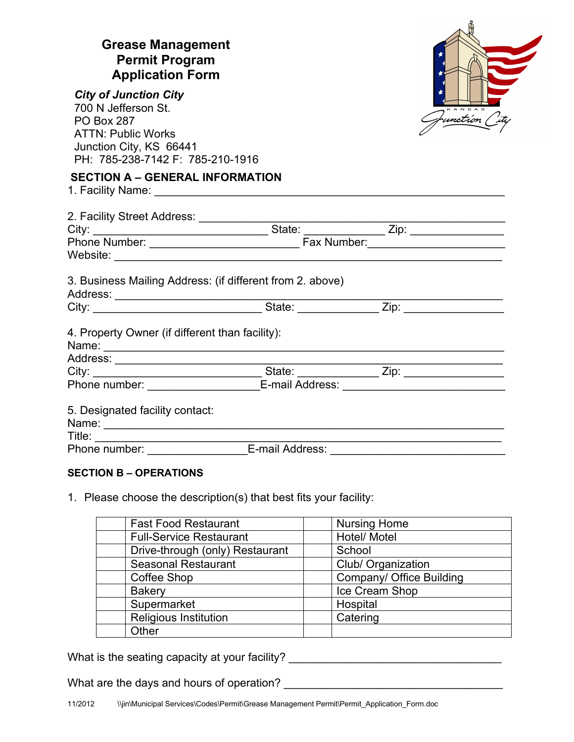# Grease Management Permit Program Application Form

***City of Junction City***
700 N Jefferson St.
PO Box 287
ATTN: Public Works
Junction City, KS 66441
PH: 785-238-7142 F: 785-210-1916

## SECTION A – GENERAL INFORMATION

1. Facility Name: ________________________________________________

2. Facility Street Address: ________________________________________
City: __________________________ State: ___________ Zip: ____________
Phone Number: ______________________ Fax Number: __________________
Website: ______________________________________________________

3. Business Mailing Address: (if different from 2. above)
Address: ______________________________________________________
City: __________________________ State: ___________ Zip: ____________

4. Property Owner (if different than facility):
Name: ________________________________________________________
Address: ______________________________________________________
City: __________________________ State: ___________ Zip: ____________
Phone number: ________________ E-mail Address: ______________________

5. Designated facility contact:
Name: ________________________________________________________
Title: _________________________________________________________
Phone number: ______________ E-mail Address: ________________________

## SECTION B – OPERATIONS

1. Please choose the description(s) that best fits your facility:

| | | | |
|---|---|---|---|
| | Fast Food Restaurant | | Nursing Home |
| | Full-Service Restaurant | | Hotel/ Motel |
| | Drive-through (only) Restaurant | | School |
| | Seasonal Restaurant | | Club/ Organization |
| | Coffee Shop | | Company/ Office Building |
| | Bakery | | Ice Cream Shop |
| | Supermarket | | Hospital |
| | Religious Institution | | Catering |
| | Other | | |

What is the seating capacity at your facility? ______________________________

What are the days and hours of operation? ________________________________

11/2012 \\jin\Municipal Services\Codes\Permit\Grease Management Permit\Permit_Application_Form.doc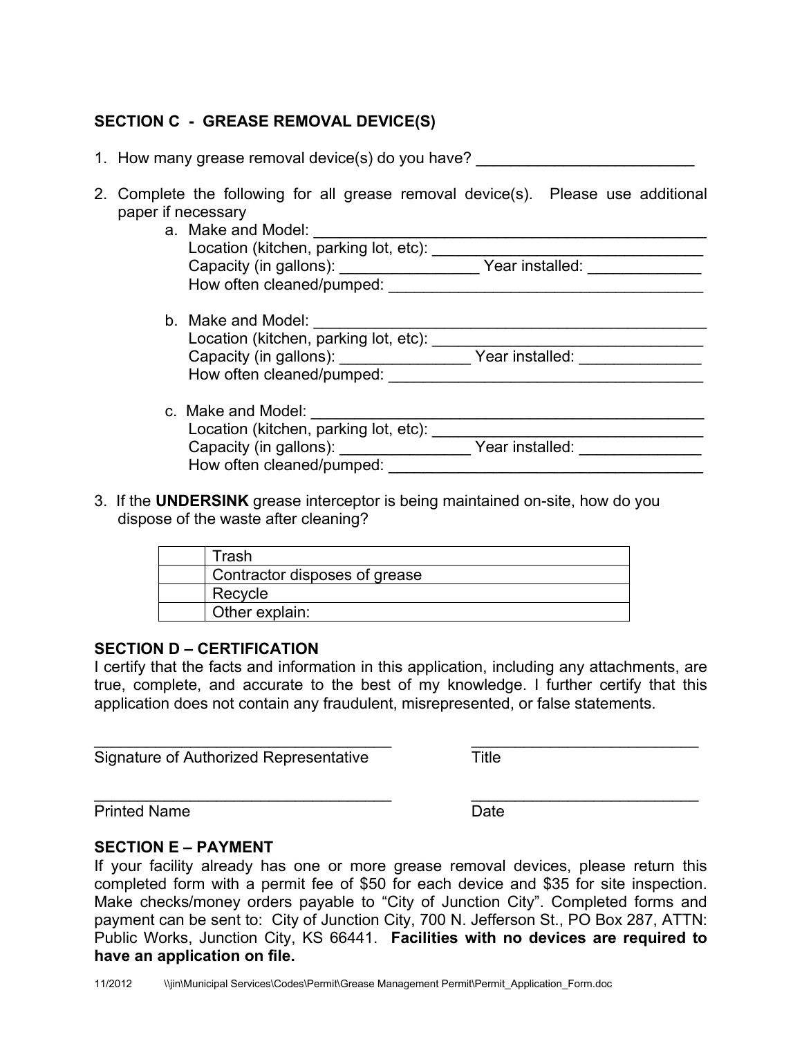## SECTION C - GREASE REMOVAL DEVICE(S)

1. How many grease removal device(s) do you have? _________________________

2. Complete the following for all grease removal device(s). Please use additional paper if necessary
   a. Make and Model: ________________________________________________
      Location (kitchen, parking lot, etc): _________________________________
      Capacity (in gallons): ________________ Year installed: _____________
      How often cleaned/pumped: _____________________________________

   b. Make and Model: ________________________________________________
      Location (kitchen, parking lot, etc): _________________________________
      Capacity (in gallons): _______________ Year installed: ______________
      How often cleaned/pumped: _____________________________________

   c. Make and Model: ________________________________________________
      Location (kitchen, parking lot, etc): _________________________________
      Capacity (in gallons): _______________ Year installed: ______________
      How often cleaned/pumped: _____________________________________

3. If the **UNDERSINK** grease interceptor is being maintained on-site, how do you dispose of the waste after cleaning?

| | |
|---|---|
| | Trash |
| | Contractor disposes of grease |
| | Recycle |
| | Other explain: |

## SECTION D – CERTIFICATION

I certify that the facts and information in this application, including any attachments, are true, complete, and accurate to the best of my knowledge. I further certify that this application does not contain any fraudulent, misrepresented, or false statements.

___________________________________ ___________________________
Signature of Authorized Representative Title

___________________________________ ___________________________
Printed Name Date

## SECTION E – PAYMENT

If your facility already has one or more grease removal devices, please return this completed form with a permit fee of $50 for each device and $35 for site inspection. Make checks/money orders payable to "City of Junction City". Completed forms and payment can be sent to: City of Junction City, 700 N. Jefferson St., PO Box 287, ATTN: Public Works, Junction City, KS 66441. **Facilities with no devices are required to have an application on file.**

11/2012 \\jin\Municipal Services\Codes\Permit\Grease Management Permit\Permit_Application_Form.doc